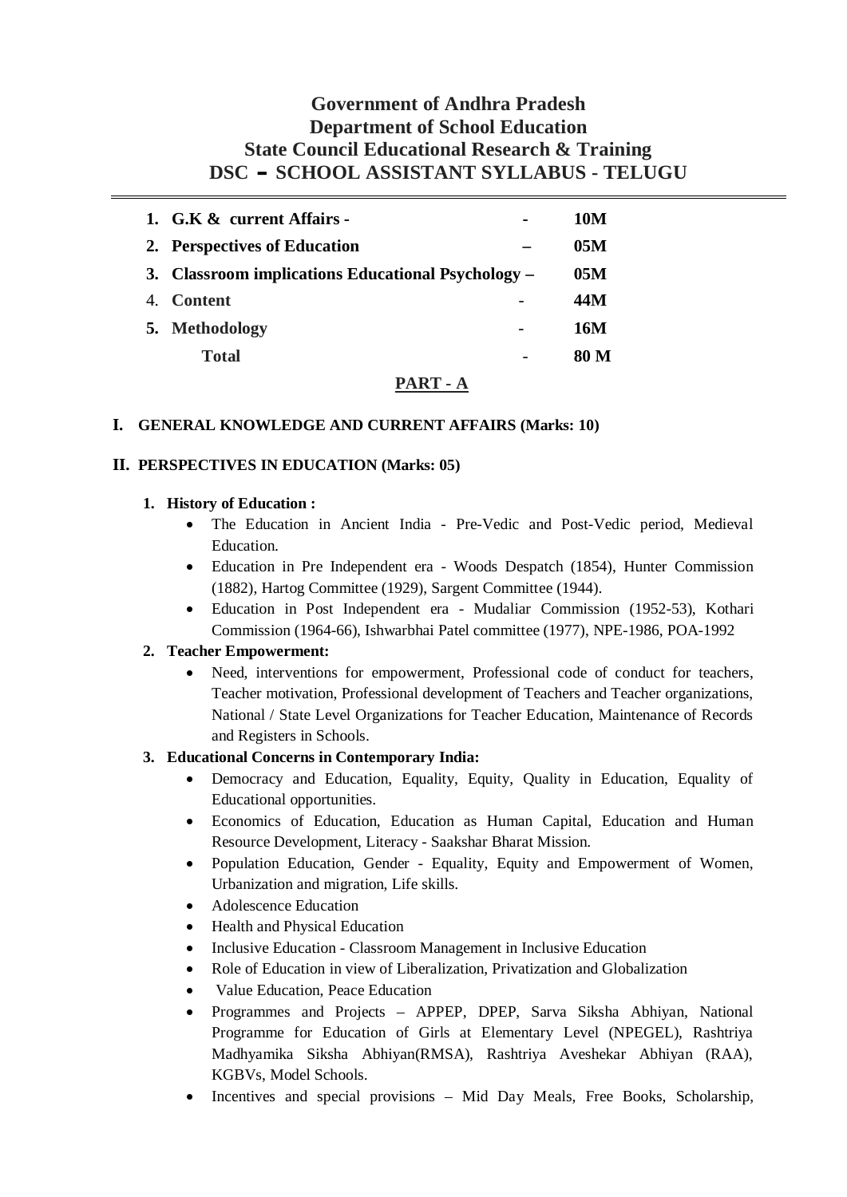# Government of Andhra Pradesh
# Department of School Education
# State Council Educational Research & Training
# DSC – SCHOOL ASSISTANT SYLLABUS - TELUGU

| | | | |
|---|---|---|---|
| 1. | **G.K & current Affairs -** | - | **10M** |
| 2. | **Perspectives of Education** | – | **05M** |
| 3. | **Classroom implications Educational Psychology –** | | **05M** |
| 4. | **Content** | - | **44M** |
| 5. | **Methodology** | - | **16M** |
| | **Total** | - | **80 M** |

## PART - A

### I. GENERAL KNOWLEDGE AND CURRENT AFFAIRS (Marks: 10)

### II. PERSPECTIVES IN EDUCATION (Marks: 05)

**1. History of Education :**

- The Education in Ancient India - Pre-Vedic and Post-Vedic period, Medieval Education.
- Education in Pre Independent era - Woods Despatch (1854), Hunter Commission (1882), Hartog Committee (1929), Sargent Committee (1944).
- Education in Post Independent era - Mudaliar Commission (1952-53), Kothari Commission (1964-66), Ishwarbhai Patel committee (1977), NPE-1986, POA-1992

**2. Teacher Empowerment:**

- Need, interventions for empowerment, Professional code of conduct for teachers, Teacher motivation, Professional development of Teachers and Teacher organizations, National / State Level Organizations for Teacher Education, Maintenance of Records and Registers in Schools.

**3. Educational Concerns in Contemporary India:**

- Democracy and Education, Equality, Equity, Quality in Education, Equality of Educational opportunities.
- Economics of Education, Education as Human Capital, Education and Human Resource Development, Literacy - Saakshar Bharat Mission.
- Population Education, Gender - Equality, Equity and Empowerment of Women, Urbanization and migration, Life skills.
- Adolescence Education
- Health and Physical Education
- Inclusive Education - Classroom Management in Inclusive Education
- Role of Education in view of Liberalization, Privatization and Globalization
- Value Education, Peace Education
- Programmes and Projects – APPEP, DPEP, Sarva Siksha Abhiyan, National Programme for Education of Girls at Elementary Level (NPEGEL), Rashtriya Madhyamika Siksha Abhiyan(RMSA), Rashtriya Aveshekar Abhiyan (RAA), KGBVs, Model Schools.
- Incentives and special provisions – Mid Day Meals, Free Books, Scholarship,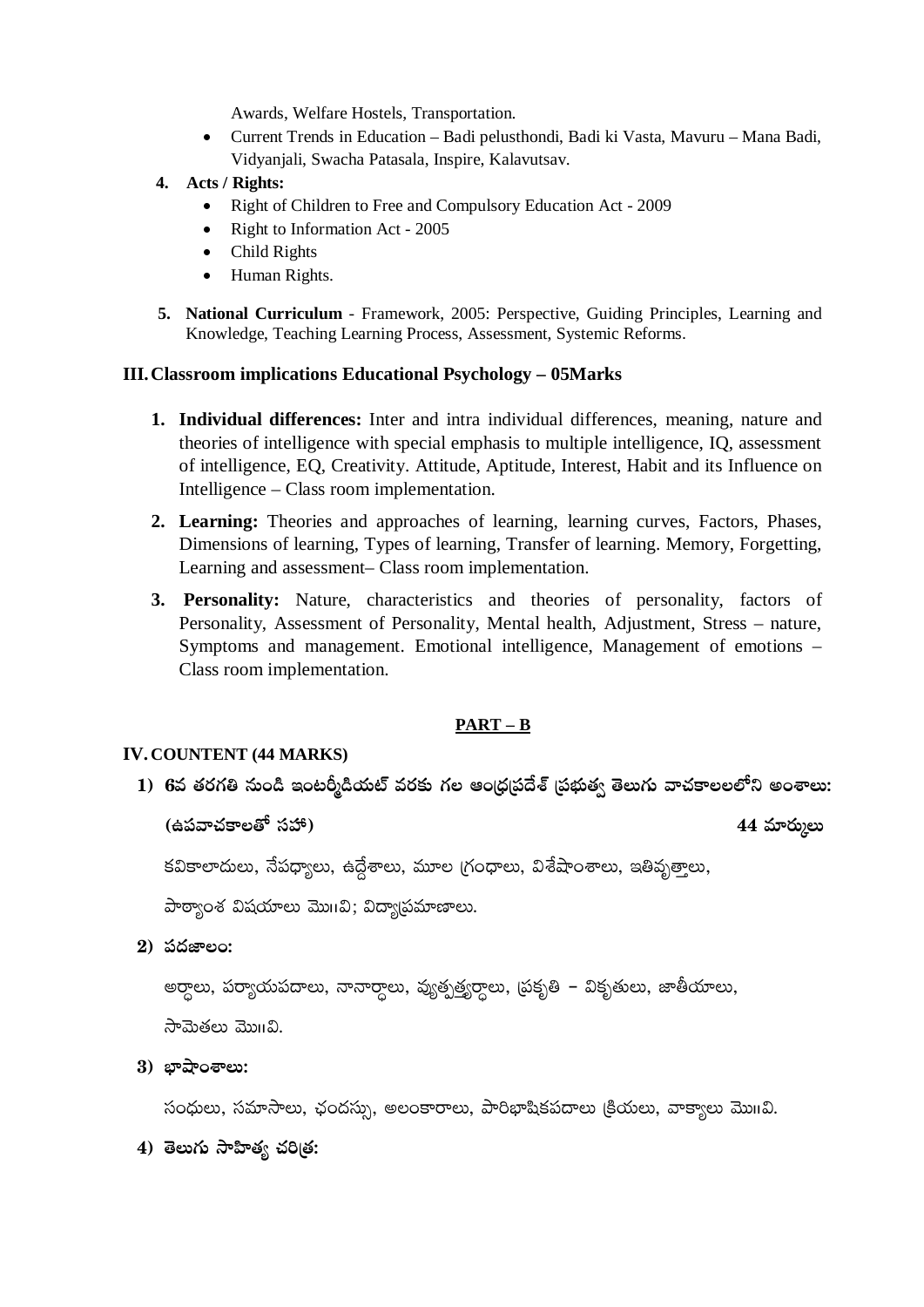Awards, Welfare Hostels, Transportation.

- Current Trends in Education – Badi pelusthondi, Badi ki Vasta, Mavuru – Mana Badi, Vidyanjali, Swacha Patasala, Inspire, Kalavutsav.

4. **Acts / Rights:**
   - Right of Children to Free and Compulsory Education Act - 2009
   - Right to Information Act - 2005
   - Child Rights
   - Human Rights.

5. **National Curriculum** - Framework, 2005: Perspective, Guiding Principles, Learning and Knowledge, Teaching Learning Process, Assessment, Systemic Reforms.

## III. Classroom implications Educational Psychology – 05Marks

1. **Individual differences:** Inter and intra individual differences, meaning, nature and theories of intelligence with special emphasis to multiple intelligence, IQ, assessment of intelligence, EQ, Creativity. Attitude, Aptitude, Interest, Habit and its Influence on Intelligence – Class room implementation.
2. **Learning:** Theories and approaches of learning, learning curves, Factors, Phases, Dimensions of learning, Types of learning, Transfer of learning. Memory, Forgetting, Learning and assessment– Class room implementation.
3. **Personality:** Nature, characteristics and theories of personality, factors of Personality, Assessment of Personality, Mental health, Adjustment, Stress – nature, Symptoms and management. Emotional intelligence, Management of emotions – Class room implementation.

## PART – B

## IV. COUNTENT (44 MARKS)

1) **6వ తరగతి నుండి ఇంటర్మీడియట్ వరకు గల ఆంధ్రప్రదేశ్ ప్రభుత్వ తెలుగు వాచకాలలోని అంశాలు:**

   **(ఉపవాచకాలతో సహా) 44 మార్కులు**

   కవికాలాదులు, నేపథ్యాలు, ఉద్దేశాలు, మూల గ్రంథాలు, విశేషాంశాలు, ఇతివృత్తాలు, పాఠ్యాంశ విషయాలు మొ॥వి; విద్యాప్రమాణాలు.

2) **పదజాలం:**

   అర్థాలు, పర్యాయపదాలు, నానార్థాలు, వ్యుత్పత్త్యర్థాలు, ప్రకృతి – వికృతులు, జాతీయాలు, సామెతలు మొ॥వి.

3) **భాషాంశాలు:**

   సంధులు, సమాసాలు, ఛందస్సు, అలంకారాలు, పారిభాషికపదాలు క్రియలు, వాక్యాలు మొ॥వి.

4) **తెలుగు సాహిత్య చరిత్ర:**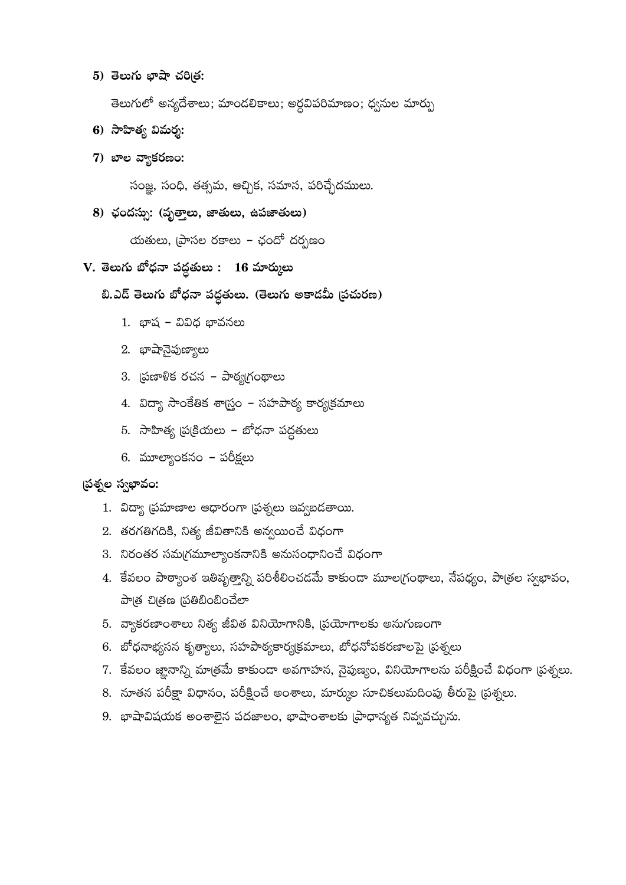**5) తెలుగు భాషా చరిత్ర:**

తెలుగులో అన్యదేశాలు; మాండలికాలు; అర్థవిపరిమాణం; ధ్వనుల మార్పు

**6) సాహిత్య విమర్శ:**

**7) బాల వ్యాకరణం:**

సంజ్ఞ, సంధి, తత్సమ, ఆచ్ఛిక, సమాస, పరిచ్ఛేదములు.

**8) ఛందస్సు: (వృత్తాలు, జాతులు, ఉపజాతులు)**

యతులు, ప్రాసల రకాలు – ఛందో దర్పణం

## V. తెలుగు బోధనా పద్ధతులు : 16 మార్కులు

### బి.ఎడ్ తెలుగు బోధనా పద్ధతులు. (తెలుగు అకాడమీ ప్రచురణ)

1. భాష – వివిధ భావనలు
2. భాషానైపుణ్యాలు
3. ప్రణాళిక రచన – పాఠ్యగ్రంథాలు
4. విద్యా సాంకేతిక శాస్త్రం – సహపాఠ్య కార్యక్రమాలు
5. సాహిత్య ప్రక్రియలు – బోధనా పద్ధతులు
6. మూల్యాంకనం – పరీక్షలు

### ప్రశ్నల స్వభావం:

1. విద్యా ప్రమాణాల ఆధారంగా ప్రశ్నలు ఇవ్వబడతాయి.
2. తరగతిగదికి, నిత్య జీవితానికి అన్వయించే విధంగా
3. నిరంతర సమగ్రమూల్యాంకనానికి అనుసంధానించే విధంగా
4. కేవలం పాఠ్యాంశ ఇతివృత్తాన్ని పరిశీలించడమే కాకుండా మూలగ్రంథాలు, నేపథ్యం, పాత్రల స్వభావం, పాత్ర చిత్రణ ప్రతిబింబించేలా
5. వ్యాకరణాంశాలు నిత్య జీవిత వినియోగానికి, ప్రయోగాలకు అనుగుణంగా
6. బోధనాభ్యసన కృత్యాలు, సహపాఠ్యకార్యక్రమాలు, బోధనోపకరణాలపై ప్రశ్నలు
7. కేవలం జ్ఞానాన్ని మాత్రమే కాకుండా అవగాహన, నైపుణ్యం, వినియోగాలను పరీక్షించే విధంగా ప్రశ్నలు.
8. నూతన పరీక్షా విధానం, పరీక్షించే అంశాలు, మార్కుల సూచికలుమదింపు తీరుపై ప్రశ్నలు.
9. భాషావిషయక అంశాలైన పదజాలం, భాషాంశాలకు ప్రాధాన్యత నివ్వవచ్చును.